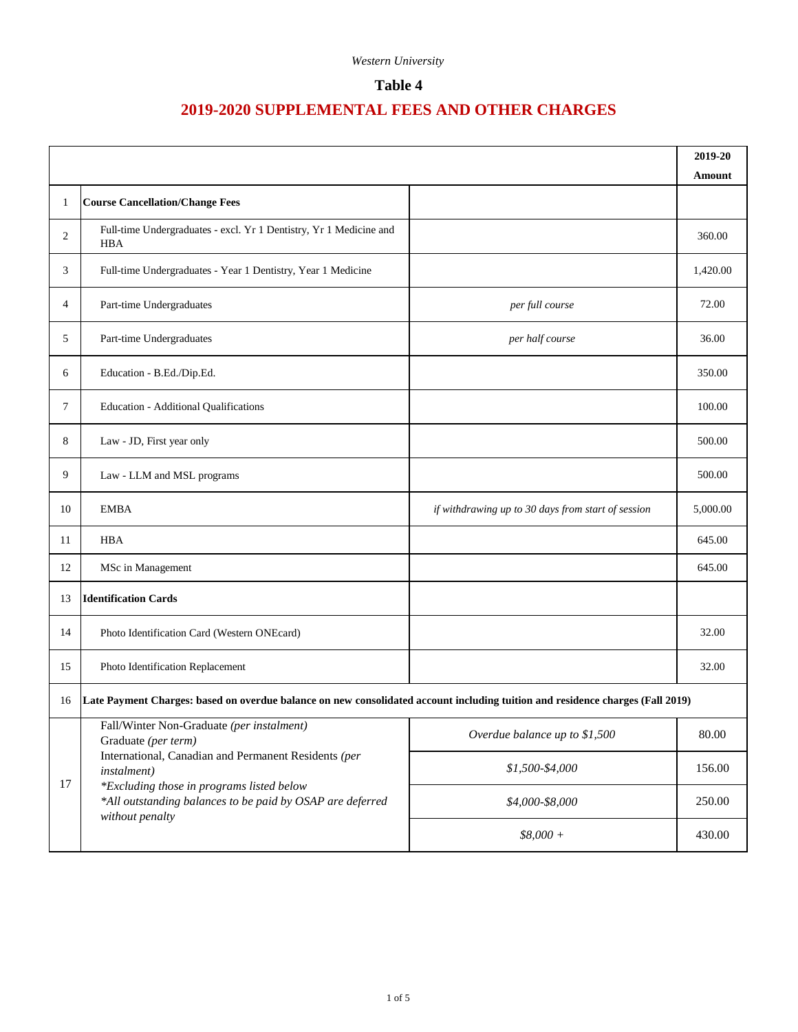*Western University*

## Table 4

# 2019-2020 SUPPLEMENTAL FEES AND OTHER CHARGES

| | | | 2019-20 Amount |
|---|---|---|---|
| 1 | **Course Cancellation/Change Fees** | | |
| 2 | Full-time Undergraduates - excl. Yr 1 Dentistry, Yr 1 Medicine and HBA | | 360.00 |
| 3 | Full-time Undergraduates - Year 1 Dentistry, Year 1 Medicine | | 1,420.00 |
| 4 | Part-time Undergraduates | *per full course* | 72.00 |
| 5 | Part-time Undergraduates | *per half course* | 36.00 |
| 6 | Education - B.Ed./Dip.Ed. | | 350.00 |
| 7 | Education - Additional Qualifications | | 100.00 |
| 8 | Law - JD, First year only | | 500.00 |
| 9 | Law - LLM and MSL programs | | 500.00 |
| 10 | EMBA | *if withdrawing up to 30 days from start of session* | 5,000.00 |
| 11 | HBA | | 645.00 |
| 12 | MSc in Management | | 645.00 |
| 13 | **Identification Cards** | | |
| 14 | Photo Identification Card (Western ONEcard) | | 32.00 |
| 15 | Photo Identification Replacement | | 32.00 |
| 16 | **Late Payment Charges: based on overdue balance on new consolidated account including tuition and residence charges (Fall 2019)** | | |
| 17 | Fall/Winter Non-Graduate *(per instalment)*<br>Graduate *(per term)*<br>International, Canadian and Permanent Residents *(per instalment)*<br>*\*Excluding those in programs listed below*<br>*\*All outstanding balances to be paid by OSAP are deferred without penalty* | *Overdue balance up to $1,500* | 80.00 |
| | | *$1,500-$4,000* | 156.00 |
| | | *$4,000-$8,000* | 250.00 |
| | | *$8,000 +* | 430.00 |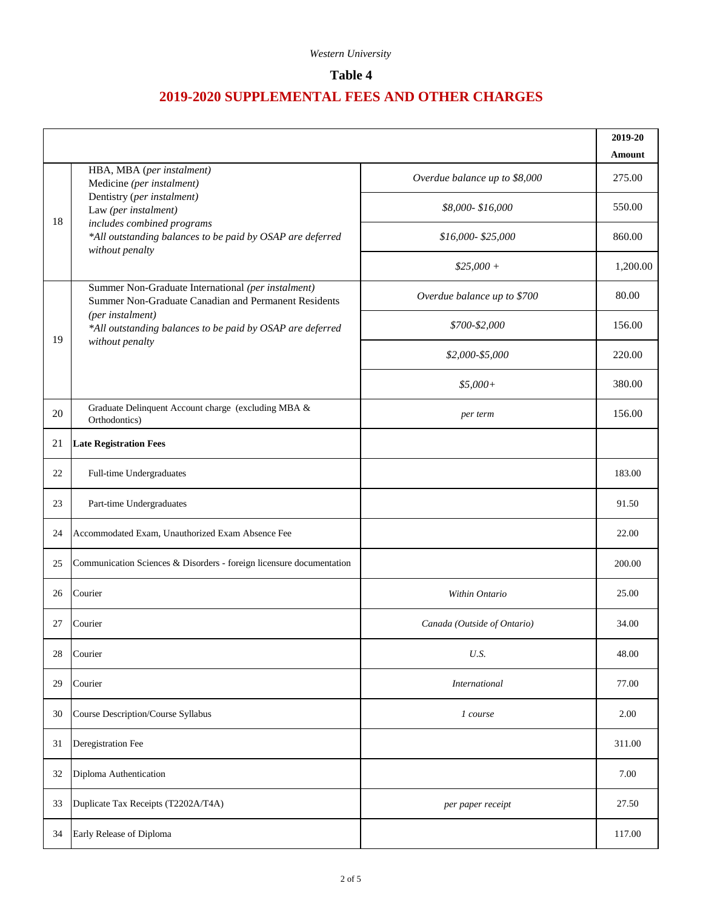*Western University*

# Table 4

## 2019-2020 SUPPLEMENTAL FEES AND OTHER CHARGES

| | | | 2019-20 Amount |
|---|---|---|---|
| 18 | HBA, MBA *(per instalment)* Medicine *(per instalment)* Dentistry *(per instalment)* Law *(per instalment)* *includes combined programs* *\*All outstanding balances to be paid by OSAP are deferred without penalty* | *Overdue balance up to $8,000* | 275.00 |
| | | *$8,000- $16,000* | 550.00 |
| | | *$16,000- $25,000* | 860.00 |
| | | *$25,000 +* | 1,200.00 |
| 19 | Summer Non-Graduate International *(per instalment)* Summer Non-Graduate Canadian and Permanent Residents *(per instalment)* *\*All outstanding balances to be paid by OSAP are deferred without penalty* | *Overdue balance up to $700* | 80.00 |
| | | *$700-$2,000* | 156.00 |
| | | *$2,000-$5,000* | 220.00 |
| | | *$5,000+* | 380.00 |
| 20 | Graduate Delinquent Account charge (excluding MBA & Orthodontics) | *per term* | 156.00 |
| 21 | **Late Registration Fees** | | |
| 22 | Full-time Undergraduates | | 183.00 |
| 23 | Part-time Undergraduates | | 91.50 |
| 24 | Accommodated Exam, Unauthorized Exam Absence Fee | | 22.00 |
| 25 | Communication Sciences & Disorders - foreign licensure documentation | | 200.00 |
| 26 | Courier | *Within Ontario* | 25.00 |
| 27 | Courier | *Canada (Outside of Ontario)* | 34.00 |
| 28 | Courier | *U.S.* | 48.00 |
| 29 | Courier | *International* | 77.00 |
| 30 | Course Description/Course Syllabus | *1 course* | 2.00 |
| 31 | Deregistration Fee | | 311.00 |
| 32 | Diploma Authentication | | 7.00 |
| 33 | Duplicate Tax Receipts (T2202A/T4A) | *per paper receipt* | 27.50 |
| 34 | Early Release of Diploma | | 117.00 |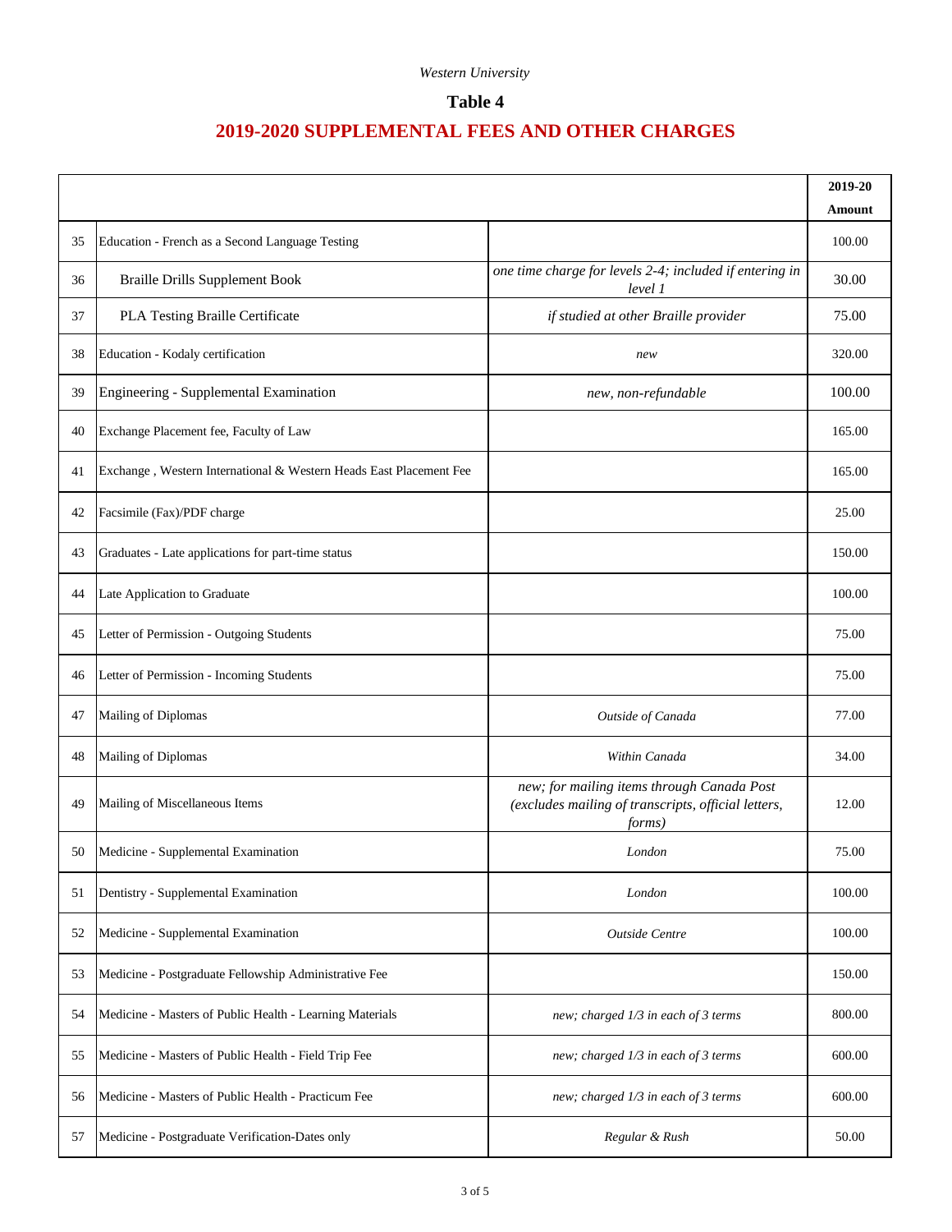*Western University*

**Table 4**

## 2019-2020 SUPPLEMENTAL FEES AND OTHER CHARGES

| | | | 2019-20 Amount |
|---|---|---|---|
| 35 | Education - French as a Second Language Testing | | 100.00 |
| 36 | Braille Drills Supplement Book | *one time charge for levels 2-4; included if entering in level 1* | 30.00 |
| 37 | PLA Testing Braille Certificate | *if studied at other Braille provider* | 75.00 |
| 38 | Education - Kodaly certification | *new* | 320.00 |
| 39 | Engineering - Supplemental Examination | *new, non-refundable* | 100.00 |
| 40 | Exchange Placement fee, Faculty of Law | | 165.00 |
| 41 | Exchange , Western International & Western Heads East Placement Fee | | 165.00 |
| 42 | Facsimile (Fax)/PDF charge | | 25.00 |
| 43 | Graduates - Late applications for part-time status | | 150.00 |
| 44 | Late Application to Graduate | | 100.00 |
| 45 | Letter of Permission - Outgoing Students | | 75.00 |
| 46 | Letter of Permission - Incoming Students | | 75.00 |
| 47 | Mailing of Diplomas | *Outside of Canada* | 77.00 |
| 48 | Mailing of Diplomas | *Within Canada* | 34.00 |
| 49 | Mailing of Miscellaneous Items | *new; for mailing items through Canada Post (excludes mailing of transcripts, official letters, forms)* | 12.00 |
| 50 | Medicine - Supplemental Examination | *London* | 75.00 |
| 51 | Dentistry - Supplemental Examination | *London* | 100.00 |
| 52 | Medicine - Supplemental Examination | *Outside Centre* | 100.00 |
| 53 | Medicine - Postgraduate Fellowship Administrative Fee | | 150.00 |
| 54 | Medicine - Masters of Public Health - Learning Materials | *new; charged 1/3 in each of 3 terms* | 800.00 |
| 55 | Medicine - Masters of Public Health - Field Trip Fee | *new; charged 1/3 in each of 3 terms* | 600.00 |
| 56 | Medicine - Masters of Public Health - Practicum Fee | *new; charged 1/3 in each of 3 terms* | 600.00 |
| 57 | Medicine - Postgraduate Verification-Dates only | *Regular & Rush* | 50.00 |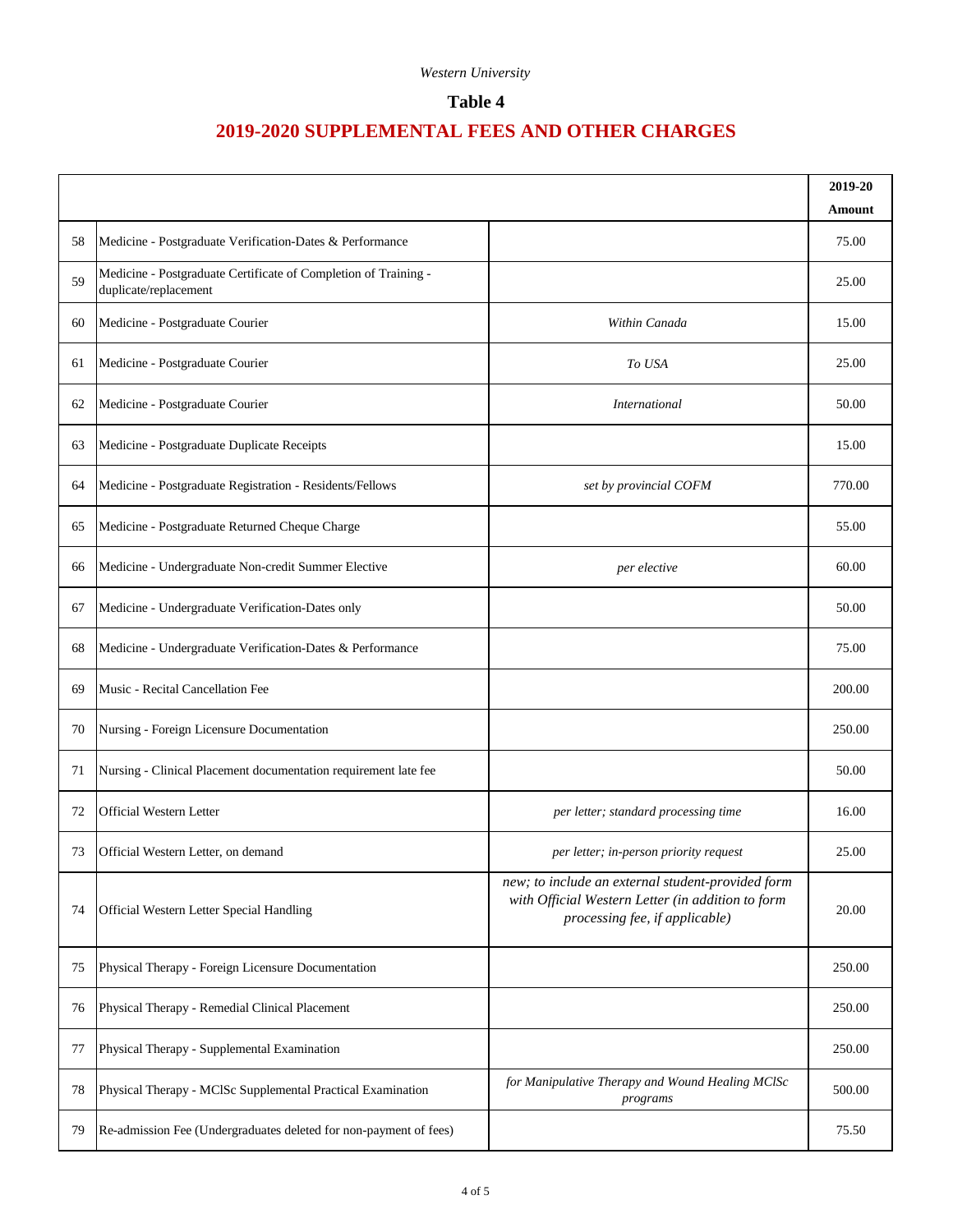*Western University*

**Table 4**

## 2019-2020 SUPPLEMENTAL FEES AND OTHER CHARGES

| | | | 2019-20 Amount |
|---|---|---|---|
| 58 | Medicine - Postgraduate Verification-Dates & Performance | | 75.00 |
| 59 | Medicine - Postgraduate Certificate of Completion of Training - duplicate/replacement | | 25.00 |
| 60 | Medicine - Postgraduate Courier | *Within Canada* | 15.00 |
| 61 | Medicine - Postgraduate Courier | *To USA* | 25.00 |
| 62 | Medicine - Postgraduate Courier | *International* | 50.00 |
| 63 | Medicine - Postgraduate Duplicate Receipts | | 15.00 |
| 64 | Medicine - Postgraduate Registration - Residents/Fellows | *set by provincial COFM* | 770.00 |
| 65 | Medicine - Postgraduate Returned Cheque Charge | | 55.00 |
| 66 | Medicine - Undergraduate Non-credit Summer Elective | *per elective* | 60.00 |
| 67 | Medicine - Undergraduate Verification-Dates only | | 50.00 |
| 68 | Medicine - Undergraduate Verification-Dates & Performance | | 75.00 |
| 69 | Music - Recital Cancellation Fee | | 200.00 |
| 70 | Nursing - Foreign Licensure Documentation | | 250.00 |
| 71 | Nursing - Clinical Placement documentation requirement late fee | | 50.00 |
| 72 | Official Western Letter | *per letter; standard processing time* | 16.00 |
| 73 | Official Western Letter, on demand | *per letter; in-person priority request* | 25.00 |
| 74 | Official Western Letter Special Handling | *new; to include an external student-provided form with Official Western Letter (in addition to form processing fee, if applicable)* | 20.00 |
| 75 | Physical Therapy - Foreign Licensure Documentation | | 250.00 |
| 76 | Physical Therapy - Remedial Clinical Placement | | 250.00 |
| 77 | Physical Therapy - Supplemental Examination | | 250.00 |
| 78 | Physical Therapy - MClSc Supplemental Practical Examination | *for Manipulative Therapy and Wound Healing MClSc programs* | 500.00 |
| 79 | Re-admission Fee (Undergraduates deleted for non-payment of fees) | | 75.50 |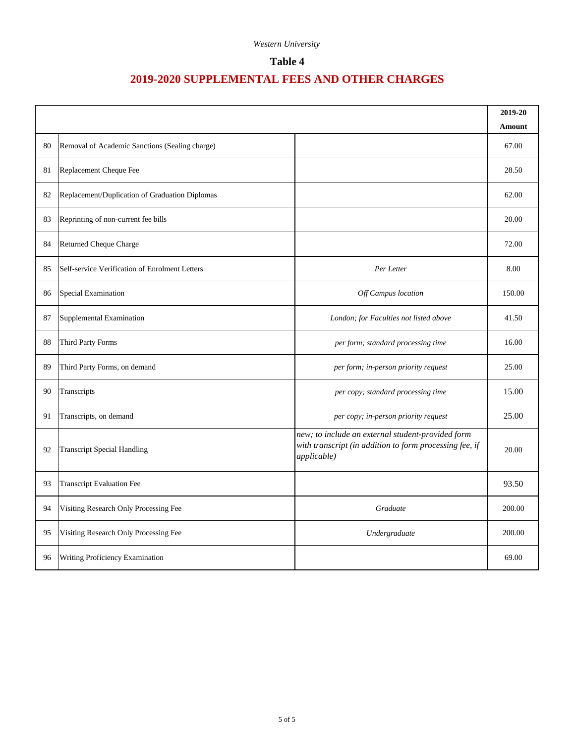*Western University*

## Table 4

# 2019-2020 SUPPLEMENTAL FEES AND OTHER CHARGES

| | | | 2019-20 Amount |
|---|---|---|---|
| 80 | Removal of Academic Sanctions (Sealing charge) | | 67.00 |
| 81 | Replacement Cheque Fee | | 28.50 |
| 82 | Replacement/Duplication of Graduation Diplomas | | 62.00 |
| 83 | Reprinting of non-current fee bills | | 20.00 |
| 84 | Returned Cheque Charge | | 72.00 |
| 85 | Self-service Verification of Enrolment Letters | *Per Letter* | 8.00 |
| 86 | Special Examination | *Off Campus location* | 150.00 |
| 87 | Supplemental Examination | *London; for Faculties not listed above* | 41.50 |
| 88 | Third Party Forms | *per form; standard processing time* | 16.00 |
| 89 | Third Party Forms, on demand | *per form; in-person priority request* | 25.00 |
| 90 | Transcripts | *per copy; standard processing time* | 15.00 |
| 91 | Transcripts, on demand | *per copy; in-person priority request* | 25.00 |
| 92 | Transcript Special Handling | *new; to include an external student-provided form with transcript (in addition to form processing fee, if applicable)* | 20.00 |
| 93 | Transcript Evaluation Fee | | 93.50 |
| 94 | Visiting Research Only Processing Fee | *Graduate* | 200.00 |
| 95 | Visiting Research Only Processing Fee | *Undergraduate* | 200.00 |
| 96 | Writing Proficiency Examination | | 69.00 |